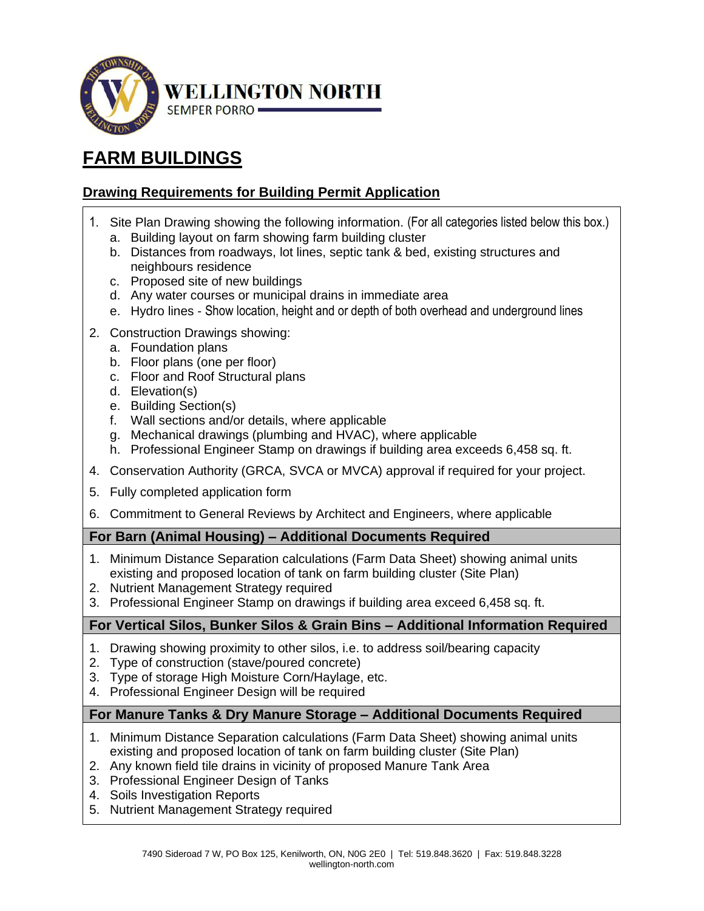**WELLINGTON NORTH**
SEMPER PORRO

# FARM BUILDINGS

## Drawing Requirements for Building Permit Application

1. Site Plan Drawing showing the following information. (For all categories listed below this box.)
   a. Building layout on farm showing farm building cluster
   b. Distances from roadways, lot lines, septic tank & bed, existing structures and neighbours residence
   c. Proposed site of new buildings
   d. Any water courses or municipal drains in immediate area
   e. Hydro lines - Show location, height and or depth of both overhead and underground lines
2. Construction Drawings showing:
   a. Foundation plans
   b. Floor plans (one per floor)
   c. Floor and Roof Structural plans
   d. Elevation(s)
   e. Building Section(s)
   f. Wall sections and/or details, where applicable
   g. Mechanical drawings (plumbing and HVAC), where applicable
   h. Professional Engineer Stamp on drawings if building area exceeds 6,458 sq. ft.
4. Conservation Authority (GRCA, SVCA or MVCA) approval if required for your project.
5. Fully completed application form
6. Commitment to General Reviews by Architect and Engineers, where applicable

### For Barn (Animal Housing) – Additional Documents Required

1. Minimum Distance Separation calculations (Farm Data Sheet) showing animal units existing and proposed location of tank on farm building cluster (Site Plan)
2. Nutrient Management Strategy required
3. Professional Engineer Stamp on drawings if building area exceed 6,458 sq. ft.

### For Vertical Silos, Bunker Silos & Grain Bins – Additional Information Required

1. Drawing showing proximity to other silos, i.e. to address soil/bearing capacity
2. Type of construction (stave/poured concrete)
3. Type of storage High Moisture Corn/Haylage, etc.
4. Professional Engineer Design will be required

### For Manure Tanks & Dry Manure Storage – Additional Documents Required

1. Minimum Distance Separation calculations (Farm Data Sheet) showing animal units existing and proposed location of tank on farm building cluster (Site Plan)
2. Any known field tile drains in vicinity of proposed Manure Tank Area
3. Professional Engineer Design of Tanks
4. Soils Investigation Reports
5. Nutrient Management Strategy required

7490 Sideroad 7 W, PO Box 125, Kenilworth, ON, N0G 2E0 | Tel: 519.848.3620 | Fax: 519.848.3228
wellington-north.com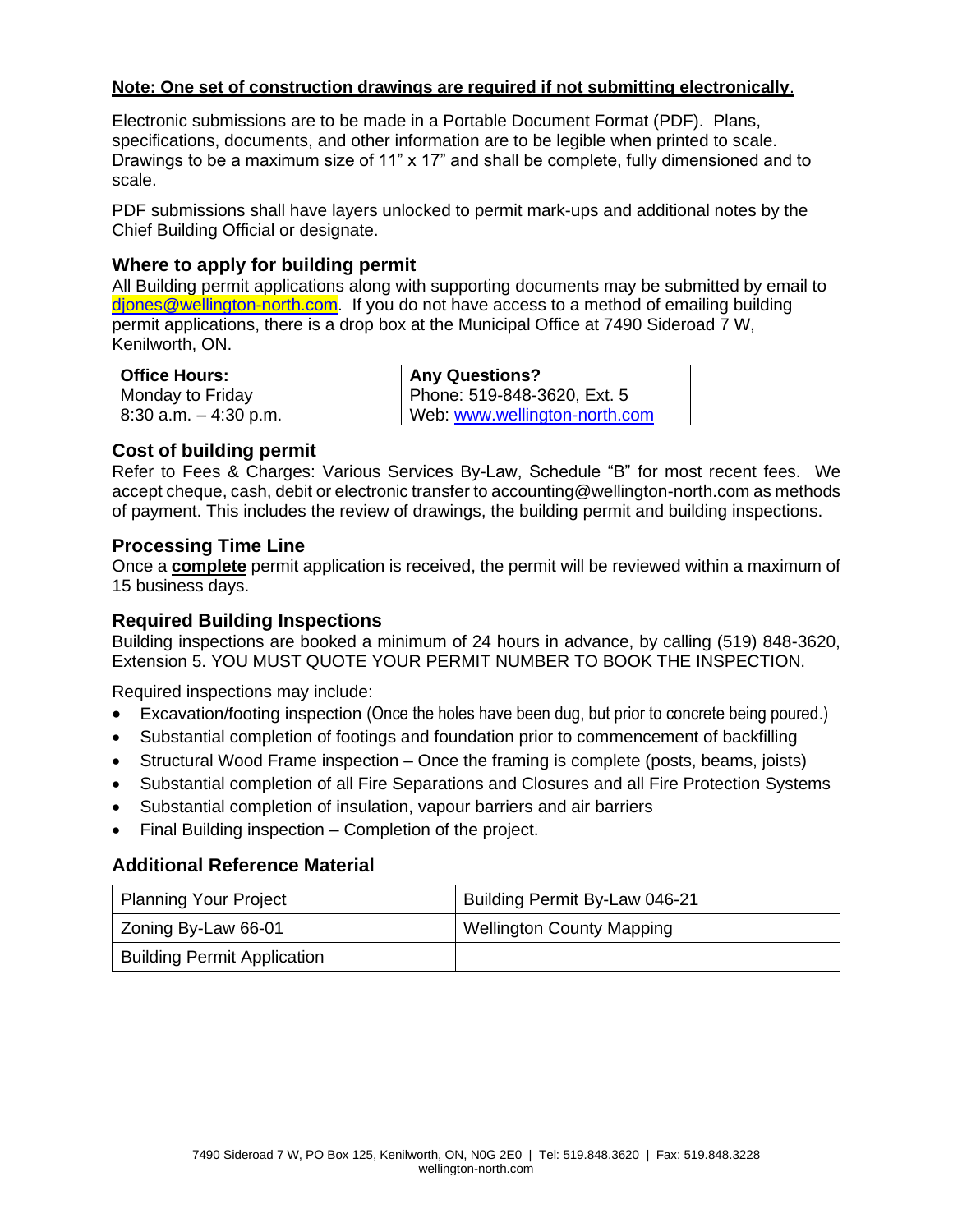**Note: One set of construction drawings are required if not submitting electronically**.

Electronic submissions are to be made in a Portable Document Format (PDF). Plans, specifications, documents, and other information are to be legible when printed to scale. Drawings to be a maximum size of 11" x 17" and shall be complete, fully dimensioned and to scale.

PDF submissions shall have layers unlocked to permit mark-ups and additional notes by the Chief Building Official or designate.

### Where to apply for building permit

All Building permit applications along with supporting documents may be submitted by email to djones@wellington-north.com. If you do not have access to a method of emailing building permit applications, there is a drop box at the Municipal Office at 7490 Sideroad 7 W, Kenilworth, ON.

**Office Hours:**
Monday to Friday
8:30 a.m. – 4:30 p.m.

**Any Questions?**
Phone: 519-848-3620, Ext. 5
Web: www.wellington-north.com

### Cost of building permit

Refer to Fees & Charges: Various Services By-Law, Schedule "B" for most recent fees. We accept cheque, cash, debit or electronic transfer to accounting@wellington-north.com as methods of payment. This includes the review of drawings, the building permit and building inspections.

### Processing Time Line

Once a **complete** permit application is received, the permit will be reviewed within a maximum of 15 business days.

### Required Building Inspections

Building inspections are booked a minimum of 24 hours in advance, by calling (519) 848-3620, Extension 5. YOU MUST QUOTE YOUR PERMIT NUMBER TO BOOK THE INSPECTION.

Required inspections may include:

- Excavation/footing inspection (Once the holes have been dug, but prior to concrete being poured.)
- Substantial completion of footings and foundation prior to commencement of backfilling
- Structural Wood Frame inspection – Once the framing is complete (posts, beams, joists)
- Substantial completion of all Fire Separations and Closures and all Fire Protection Systems
- Substantial completion of insulation, vapour barriers and air barriers
- Final Building inspection – Completion of the project.

### Additional Reference Material

| | |
|---|---|
| Planning Your Project | Building Permit By-Law 046-21 |
| Zoning By-Law 66-01 | Wellington County Mapping |
| Building Permit Application | |

7490 Sideroad 7 W, PO Box 125, Kenilworth, ON, N0G 2E0 | Tel: 519.848.3620 | Fax: 519.848.3228
wellington-north.com